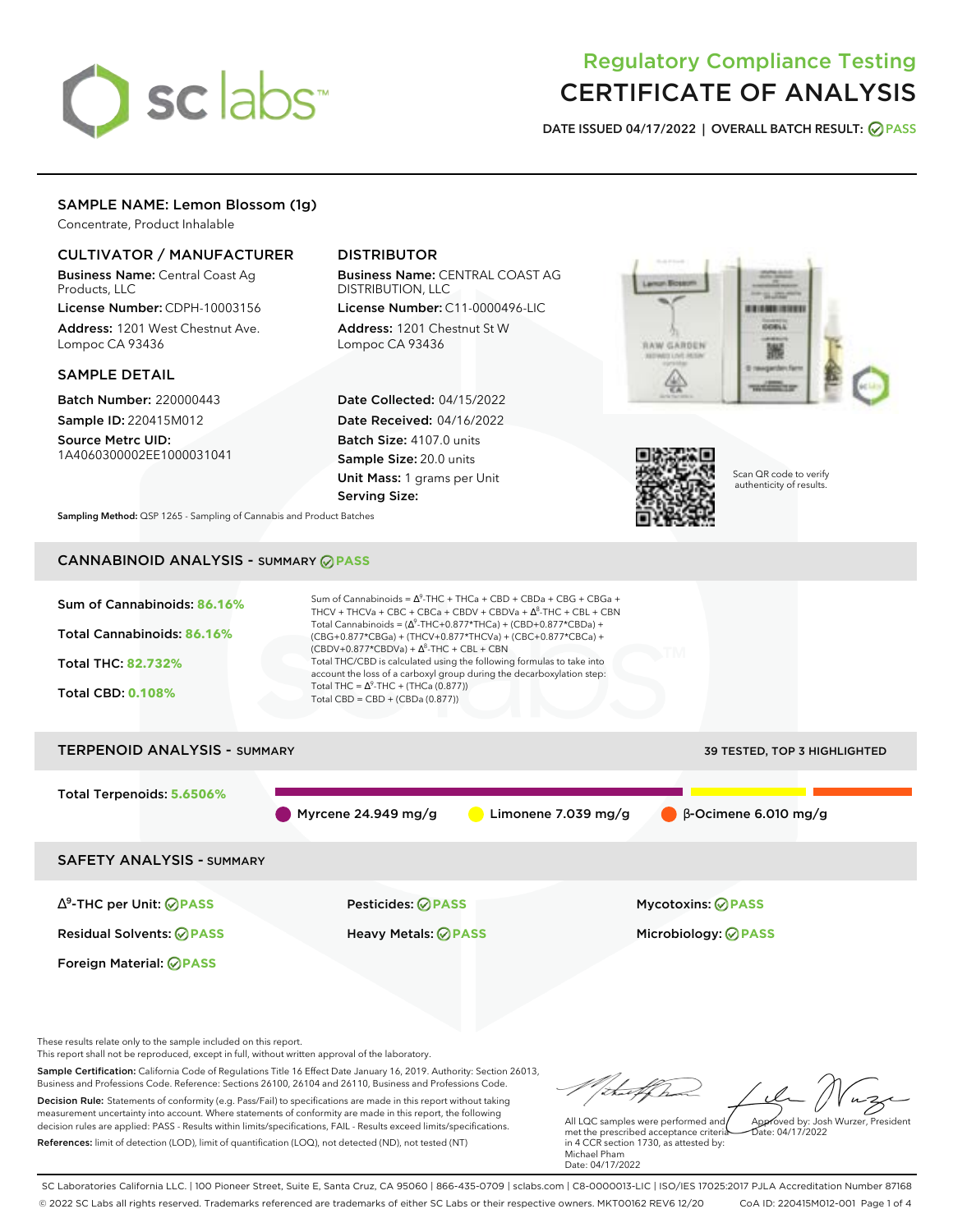# Regulatory Compliance Testing
# CERTIFICATE OF ANALYSIS

**DATE ISSUED 04/17/2022 | OVERALL BATCH RESULT: PASS**

## SAMPLE NAME: Lemon Blossom (1g)

Concentrate, Product Inhalable

### CULTIVATOR / MANUFACTURER

**Business Name:** Central Coast Ag Products, LLC

**License Number:** CDPH-10003156

**Address:** 1201 West Chestnut Ave. Lompoc CA 93436

### DISTRIBUTOR

**Business Name:** CENTRAL COAST AG DISTRIBUTION, LLC

**License Number:** C11-0000496-LIC

**Address:** 1201 Chestnut St W Lompoc CA 93436

### SAMPLE DETAIL

**Batch Number:** 220000443

**Sample ID:** 220415M012

**Source Metrc UID:** 1A4060300002EE1000031041

**Date Collected:** 04/15/2022

**Date Received:** 04/16/2022

**Batch Size:** 4107.0 units

**Sample Size:** 20.0 units

**Unit Mass:** 1 grams per Unit

**Serving Size:**

Scan QR code to verify authenticity of results.

**Sampling Method:** QSP 1265 - Sampling of Cannabis and Product Batches

## CANNABINOID ANALYSIS - SUMMARY PASS

**Sum of Cannabinoids:** 86.16%

**Total Cannabinoids:** 86.16%

**Total THC:** 82.732%

**Total CBD:** 0.108%

Sum of Cannabinoids = $\Delta^9$-THC + THCa + CBD + CBDa + CBG + CBGa + THCV + THCVa + CBC + CBCa + CBDV + CBDVa + $\Delta^8$-THC + CBL + CBN

Total Cannabinoids = ($\Delta^9$-THC+0.877*THCa) + (CBD+0.877*CBDa) + (CBG+0.877*CBGa) + (THCV+0.877*THCVa) + (CBC+0.877*CBCa) + (CBDV+0.877*CBDVa) + $\Delta^8$-THC + CBL + CBN

Total THC/CBD is calculated using the following formulas to take into account the loss of a carboxyl group during the decarboxylation step:

Total THC = $\Delta^9$-THC + (THCa (0.877))

Total CBD = CBD + (CBDa (0.877))

## TERPENOID ANALYSIS - SUMMARY

39 TESTED, TOP 3 HIGHLIGHTED

**Total Terpenoids:** 5.6506%

Myrcene 24.949 mg/g

Limonene 7.039 mg/g

β-Ocimene 6.010 mg/g

## SAFETY ANALYSIS - SUMMARY

$\Delta^9$-THC per Unit: PASS

Pesticides: PASS

Mycotoxins: PASS

Residual Solvents: PASS

Heavy Metals: PASS

Microbiology: PASS

Foreign Material: PASS

These results relate only to the sample included on this report.
This report shall not be reproduced, except in full, without written approval of the laboratory.

**Sample Certification:** California Code of Regulations Title 16 Effect Date January 16, 2019. Authority: Section 26013, Business and Professions Code. Reference: Sections 26100, 26104 and 26110, Business and Professions Code.

**Decision Rule:** Statements of conformity (e.g. Pass/Fail) to specifications are made in this report without taking measurement uncertainty into account. Where statements of conformity are made in this report, the following decision rules are applied: PASS - Results within limits/specifications, FAIL - Results exceed limits/specifications.

**References:** limit of detection (LOD), limit of quantification (LOQ), not detected (ND), not tested (NT)

All LQC samples were performed and met the prescribed acceptance criteria in 4 CCR section 1730, as attested by: Michael Pham
Date: 04/17/2022

Approved by: Josh Wurzer, President
Date: 04/17/2022

SC Laboratories California LLC. | 100 Pioneer Street, Suite E, Santa Cruz, CA 95060 | 866-435-0709 | sclabs.com | C8-0000013-LIC | ISO/IES 17025:2017 PJLA Accreditation Number 87168
© 2022 SC Labs all rights reserved. Trademarks referenced are trademarks of either SC Labs or their respective owners. MKT00162 REV6 12/20 CoA ID: 220415M012-001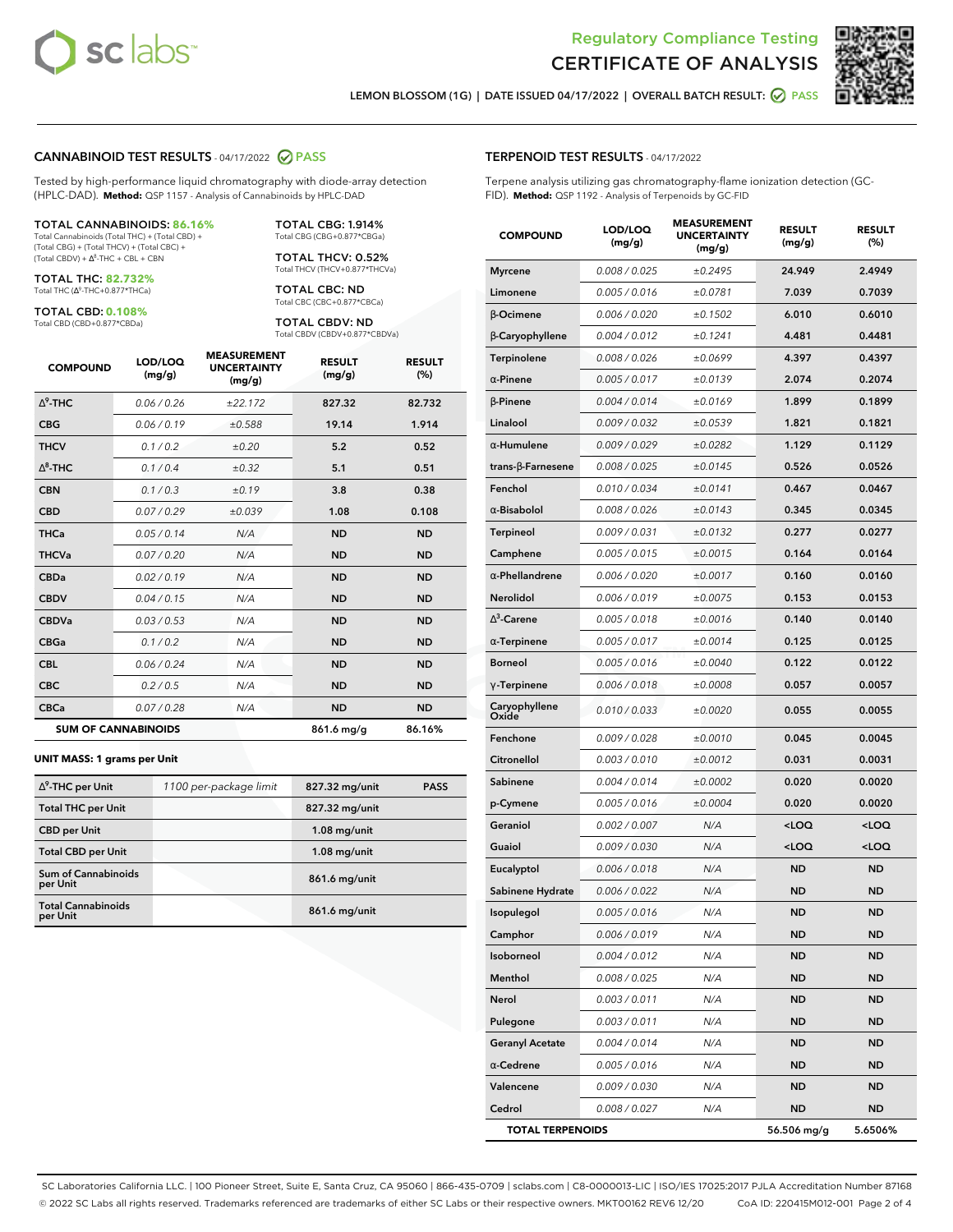# Regulatory Compliance Testing
# CERTIFICATE OF ANALYSIS

LEMON BLOSSOM (1G) | DATE ISSUED 04/17/2022 | OVERALL BATCH RESULT: PASS

## CANNABINOID TEST RESULTS - 04/17/2022 PASS

Tested by high-performance liquid chromatography with diode-array detection (HPLC-DAD). **Method:** QSP 1157 - Analysis of Cannabinoids by HPLC-DAD

**TOTAL CANNABINOIDS: 86.16%**
Total Cannabinoids (Total THC) + (Total CBD) + (Total CBG) + (Total THCV) + (Total CBC) + (Total CBDV) + $\Delta^8$-THC + CBL + CBN

**TOTAL THC: 82.732%**
Total THC ($\Delta^9$-THC+0.877*THCa)

**TOTAL CBD: 0.108%**
Total CBD (CBD+0.877*CBDa)

**TOTAL CBG: 1.914%**
Total CBG (CBG+0.877*CBGa)

**TOTAL THCV: 0.52%**
Total THCV (THCV+0.877*THCVa)

**TOTAL CBC: ND**
Total CBC (CBC+0.877*CBCa)

**TOTAL CBDV: ND**
Total CBDV (CBDV+0.877*CBDVa)

| COMPOUND | LOD/LOQ (mg/g) | MEASUREMENT UNCERTAINTY (mg/g) | RESULT (mg/g) | RESULT (%) |
|---|---|---|---|---|
| $\Delta^9$-THC | 0.06 / 0.26 | ±22.172 | 827.32 | 82.732 |
| CBG | 0.06 / 0.19 | ±0.588 | 19.14 | 1.914 |
| THCV | 0.1 / 0.2 | ±0.20 | 5.2 | 0.52 |
| $\Delta^8$-THC | 0.1 / 0.4 | ±0.32 | 5.1 | 0.51 |
| CBN | 0.1 / 0.3 | ±0.19 | 3.8 | 0.38 |
| CBD | 0.07 / 0.29 | ±0.039 | 1.08 | 0.108 |
| THCa | 0.05 / 0.14 | N/A | ND | ND |
| THCVa | 0.07 / 0.20 | N/A | ND | ND |
| CBDa | 0.02 / 0.19 | N/A | ND | ND |
| CBDV | 0.04 / 0.15 | N/A | ND | ND |
| CBDVa | 0.03 / 0.53 | N/A | ND | ND |
| CBGa | 0.1 / 0.2 | N/A | ND | ND |
| CBL | 0.06 / 0.24 | N/A | ND | ND |
| CBC | 0.2 / 0.5 | N/A | ND | ND |
| CBCa | 0.07 / 0.28 | N/A | ND | ND |
| **SUM OF CANNABINOIDS** | | | 861.6 mg/g | 86.16% |

**UNIT MASS: 1 grams per Unit**

| | | | |
|---|---|---|---|
| $\Delta^9$-THC per Unit | 1100 per-package limit | 827.32 mg/unit | PASS |
| Total THC per Unit | | 827.32 mg/unit | |
| CBD per Unit | | 1.08 mg/unit | |
| Total CBD per Unit | | 1.08 mg/unit | |
| Sum of Cannabinoids per Unit | | 861.6 mg/unit | |
| Total Cannabinoids per Unit | | 861.6 mg/unit | |

## TERPENOID TEST RESULTS - 04/17/2022

Terpene analysis utilizing gas chromatography-flame ionization detection (GC-FID). **Method:** QSP 1192 - Analysis of Terpenoids by GC-FID

| COMPOUND | LOD/LOQ (mg/g) | MEASUREMENT UNCERTAINTY (mg/g) | RESULT (mg/g) | RESULT (%) |
|---|---|---|---|---|
| Myrcene | 0.008 / 0.025 | ±0.2495 | 24.949 | 2.4949 |
| Limonene | 0.005 / 0.016 | ±0.0781 | 7.039 | 0.7039 |
| β-Ocimene | 0.006 / 0.020 | ±0.1502 | 6.010 | 0.6010 |
| β-Caryophyllene | 0.004 / 0.012 | ±0.1241 | 4.481 | 0.4481 |
| Terpinolene | 0.008 / 0.026 | ±0.0699 | 4.397 | 0.4397 |
| α-Pinene | 0.005 / 0.017 | ±0.0139 | 2.074 | 0.2074 |
| β-Pinene | 0.004 / 0.014 | ±0.0169 | 1.899 | 0.1899 |
| Linalool | 0.009 / 0.032 | ±0.0539 | 1.821 | 0.1821 |
| α-Humulene | 0.009 / 0.029 | ±0.0282 | 1.129 | 0.1129 |
| trans-β-Farnesene | 0.008 / 0.025 | ±0.0145 | 0.526 | 0.0526 |
| Fenchol | 0.010 / 0.034 | ±0.0141 | 0.467 | 0.0467 |
| α-Bisabolol | 0.008 / 0.026 | ±0.0143 | 0.345 | 0.0345 |
| Terpineol | 0.009 / 0.031 | ±0.0132 | 0.277 | 0.0277 |
| Camphene | 0.005 / 0.015 | ±0.0015 | 0.164 | 0.0164 |
| α-Phellandrene | 0.006 / 0.020 | ±0.0017 | 0.160 | 0.0160 |
| Nerolidol | 0.006 / 0.019 | ±0.0075 | 0.153 | 0.0153 |
| $\Delta^3$-Carene | 0.005 / 0.018 | ±0.0016 | 0.140 | 0.0140 |
| α-Terpinene | 0.005 / 0.017 | ±0.0014 | 0.125 | 0.0125 |
| Borneol | 0.005 / 0.016 | ±0.0040 | 0.122 | 0.0122 |
| γ-Terpinene | 0.006 / 0.018 | ±0.0008 | 0.057 | 0.0057 |
| Caryophyllene Oxide | 0.010 / 0.033 | ±0.0020 | 0.055 | 0.0055 |
| Fenchone | 0.009 / 0.028 | ±0.0010 | 0.045 | 0.0045 |
| Citronellol | 0.003 / 0.010 | ±0.0012 | 0.031 | 0.0031 |
| Sabinene | 0.004 / 0.014 | ±0.0002 | 0.020 | 0.0020 |
| p-Cymene | 0.005 / 0.016 | ±0.0004 | 0.020 | 0.0020 |
| Geraniol | 0.002 / 0.007 | N/A | <LOQ | <LOQ |
| Guaiol | 0.009 / 0.030 | N/A | <LOQ | <LOQ |
| Eucalyptol | 0.006 / 0.018 | N/A | ND | ND |
| Sabinene Hydrate | 0.006 / 0.022 | N/A | ND | ND |
| Isopulegol | 0.005 / 0.016 | N/A | ND | ND |
| Camphor | 0.006 / 0.019 | N/A | ND | ND |
| Isoborneol | 0.004 / 0.012 | N/A | ND | ND |
| Menthol | 0.008 / 0.025 | N/A | ND | ND |
| Nerol | 0.003 / 0.011 | N/A | ND | ND |
| Pulegone | 0.003 / 0.011 | N/A | ND | ND |
| Geranyl Acetate | 0.004 / 0.014 | N/A | ND | ND |
| α-Cedrene | 0.005 / 0.016 | N/A | ND | ND |
| Valencene | 0.009 / 0.030 | N/A | ND | ND |
| Cedrol | 0.008 / 0.027 | N/A | ND | ND |
| **TOTAL TERPENOIDS** | | | 56.506 mg/g | 5.6506% |

SC Laboratories California LLC. | 100 Pioneer Street, Suite E, Santa Cruz, CA 95060 | 866-435-0709 | sclabs.com | C8-0000013-LIC | ISO/IES 17025:2017 PJLA Accreditation Number 87168
© 2022 SC Labs all rights reserved. Trademarks referenced are trademarks of either SC Labs or their respective owners. MKT00162 REV6 12/20 CoA ID: 220415M012-001